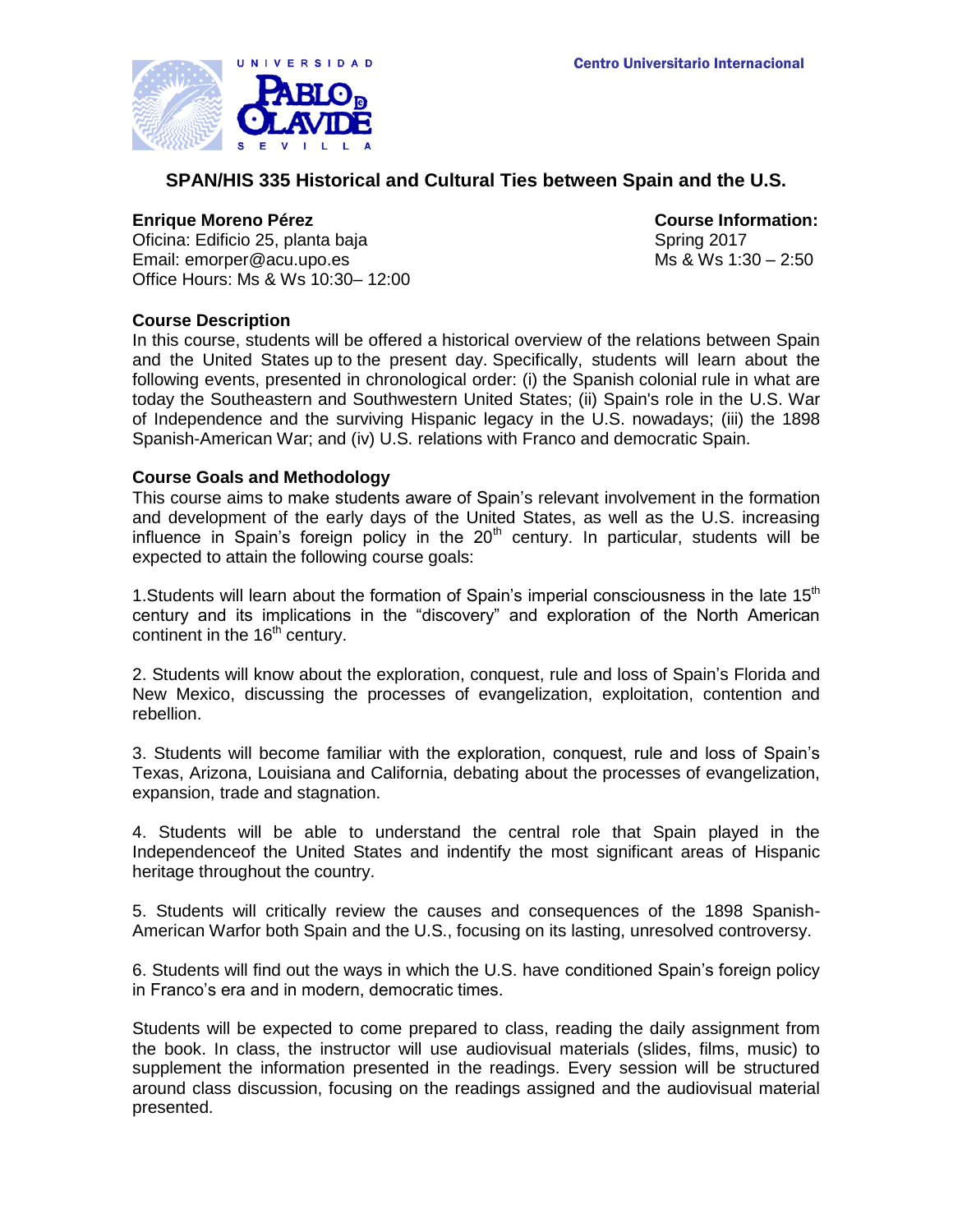UNIVERSIDAD PABLO DE OLAVIDE SEVILLA

Centro Universitario Internacional

# SPAN/HIS 335 Historical and Cultural Ties between Spain and the U.S.

**Enrique Moreno Pérez**
Oficina: Edificio 25, planta baja
Email: emorper@acu.upo.es
Office Hours: Ms & Ws 10:30– 12:00

**Course Information:**
Spring 2017
Ms & Ws 1:30 – 2:50

## Course Description

In this course, students will be offered a historical overview of the relations between Spain and the United States up to the present day. Specifically, students will learn about the following events, presented in chronological order: (i) the Spanish colonial rule in what are today the Southeastern and Southwestern United States; (ii) Spain's role in the U.S. War of Independence and the surviving Hispanic legacy in the U.S. nowadays; (iii) the 1898 Spanish-American War; and (iv) U.S. relations with Franco and democratic Spain.

## Course Goals and Methodology

This course aims to make students aware of Spain's relevant involvement in the formation and development of the early days of the United States, as well as the U.S. increasing influence in Spain's foreign policy in the 20th century. In particular, students will be expected to attain the following course goals:

1.Students will learn about the formation of Spain's imperial consciousness in the late 15th century and its implications in the "discovery" and exploration of the North American continent in the 16th century.

2. Students will know about the exploration, conquest, rule and loss of Spain's Florida and New Mexico, discussing the processes of evangelization, exploitation, contention and rebellion.

3. Students will become familiar with the exploration, conquest, rule and loss of Spain's Texas, Arizona, Louisiana and California, debating about the processes of evangelization, expansion, trade and stagnation.

4. Students will be able to understand the central role that Spain played in the Independenceof the United States and indentify the most significant areas of Hispanic heritage throughout the country.

5. Students will critically review the causes and consequences of the 1898 Spanish-American Warfor both Spain and the U.S., focusing on its lasting, unresolved controversy.

6. Students will find out the ways in which the U.S. have conditioned Spain's foreign policy in Franco's era and in modern, democratic times.

Students will be expected to come prepared to class, reading the daily assignment from the book. In class, the instructor will use audiovisual materials (slides, films, music) to supplement the information presented in the readings. Every session will be structured around class discussion, focusing on the readings assigned and the audiovisual material presented.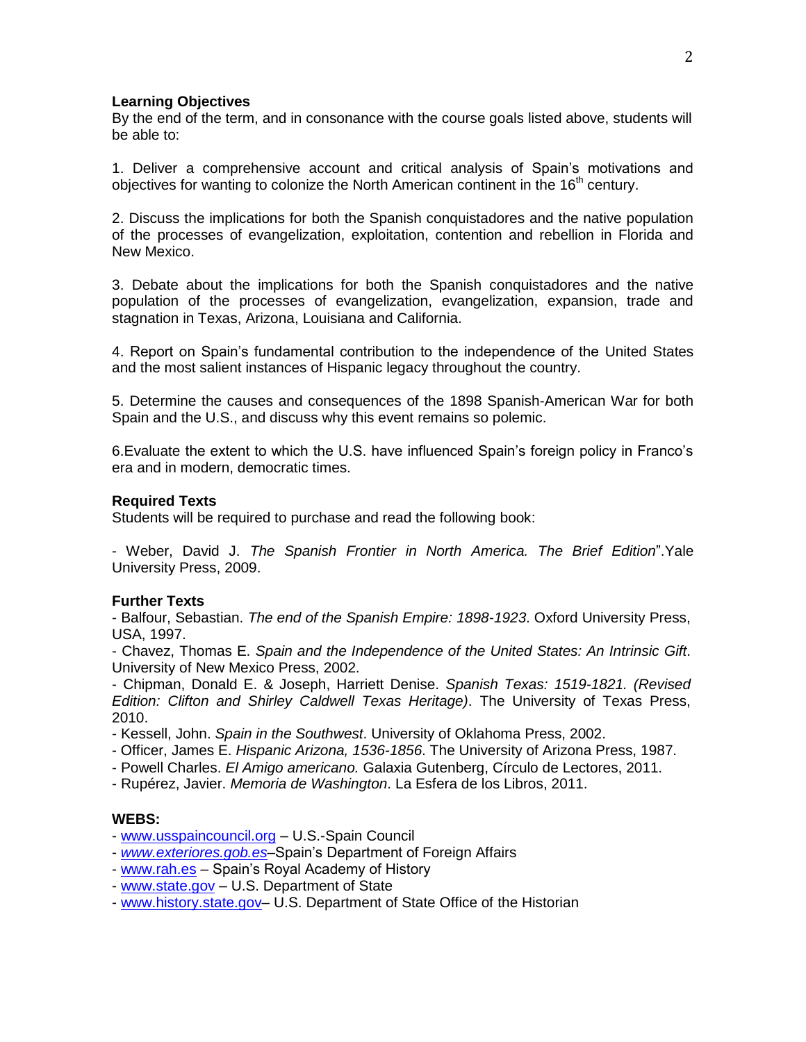**Learning Objectives**

By the end of the term, and in consonance with the course goals listed above, students will be able to:

1. Deliver a comprehensive account and critical analysis of Spain's motivations and objectives for wanting to colonize the North American continent in the 16th century.

2. Discuss the implications for both the Spanish conquistadores and the native population of the processes of evangelization, exploitation, contention and rebellion in Florida and New Mexico.

3. Debate about the implications for both the Spanish conquistadores and the native population of the processes of evangelization, evangelization, expansion, trade and stagnation in Texas, Arizona, Louisiana and California.

4. Report on Spain's fundamental contribution to the independence of the United States and the most salient instances of Hispanic legacy throughout the country.

5. Determine the causes and consequences of the 1898 Spanish-American War for both Spain and the U.S., and discuss why this event remains so polemic.

6.Evaluate the extent to which the U.S. have influenced Spain's foreign policy in Franco's era and in modern, democratic times.

**Required Texts**

Students will be required to purchase and read the following book:

- Weber, David J. *The Spanish Frontier in North America. The Brief Edition*".Yale University Press, 2009.

**Further Texts**

- Balfour, Sebastian. *The end of the Spanish Empire: 1898-1923*. Oxford University Press, USA, 1997.
- Chavez, Thomas E. *Spain and the Independence of the United States: An Intrinsic Gift*. University of New Mexico Press, 2002.
- Chipman, Donald E. & Joseph, Harriett Denise. *Spanish Texas: 1519-1821. (Revised Edition: Clifton and Shirley Caldwell Texas Heritage)*. The University of Texas Press, 2010.
- Kessell, John. *Spain in the Southwest*. University of Oklahoma Press, 2002.
- Officer, James E. *Hispanic Arizona, 1536-1856*. The University of Arizona Press, 1987.
- Powell Charles. *El Amigo americano.* Galaxia Gutenberg, Círculo de Lectores, 2011.
- Rupérez, Javier. *Memoria de Washington*. La Esfera de los Libros, 2011.

**WEBS:**

- www.usspaincouncil.org – U.S.-Spain Council
- *www.exteriores.gob.es*–Spain's Department of Foreign Affairs
- www.rah.es – Spain's Royal Academy of History
- www.state.gov – U.S. Department of State
- www.history.state.gov– U.S. Department of State Office of the Historian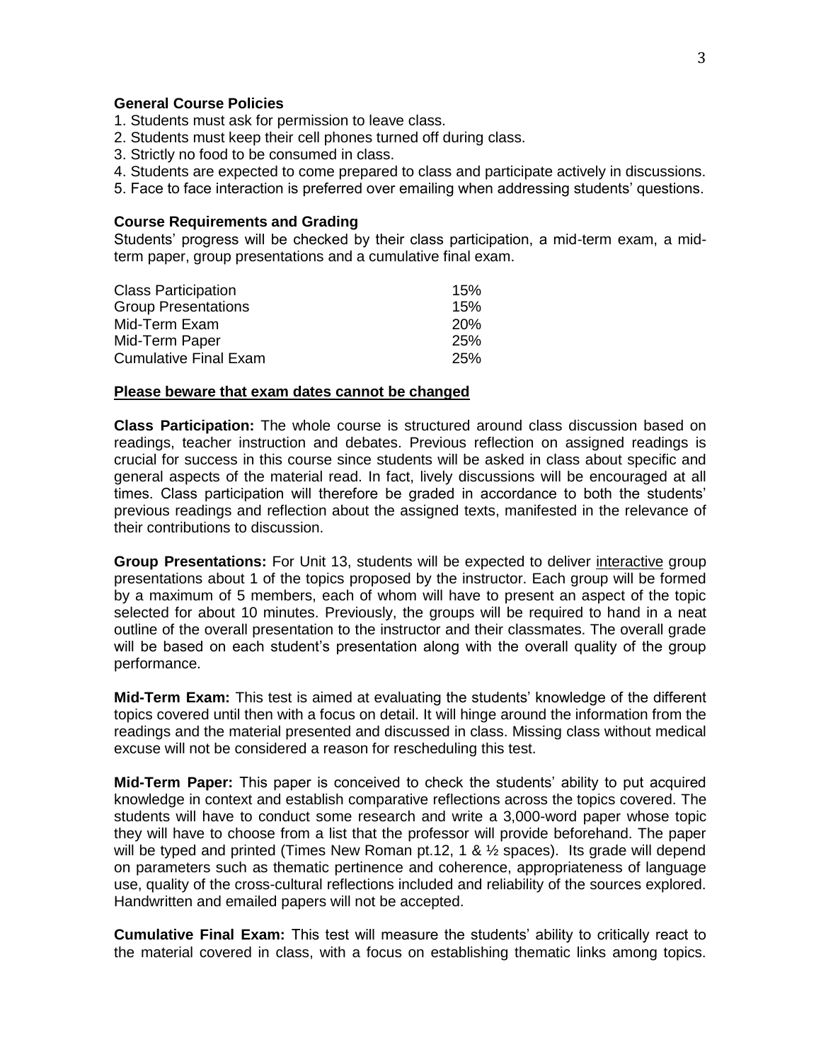**General Course Policies**

1. Students must ask for permission to leave class.
2. Students must keep their cell phones turned off during class.
3. Strictly no food to be consumed in class.
4. Students are expected to come prepared to class and participate actively in discussions.
5. Face to face interaction is preferred over emailing when addressing students' questions.

**Course Requirements and Grading**

Students' progress will be checked by their class participation, a mid-term exam, a mid-term paper, group presentations and a cumulative final exam.

| | |
|---|---|
| Class Participation | 15% |
| Group Presentations | 15% |
| Mid-Term Exam | 20% |
| Mid-Term Paper | 25% |
| Cumulative Final Exam | 25% |

**<u>Please beware that exam dates cannot be changed</u>**

**Class Participation:** The whole course is structured around class discussion based on readings, teacher instruction and debates. Previous reflection on assigned readings is crucial for success in this course since students will be asked in class about specific and general aspects of the material read. In fact, lively discussions will be encouraged at all times. Class participation will therefore be graded in accordance to both the students' previous readings and reflection about the assigned texts, manifested in the relevance of their contributions to discussion.

**Group Presentations:** For Unit 13, students will be expected to deliver <u>interactive</u> group presentations about 1 of the topics proposed by the instructor. Each group will be formed by a maximum of 5 members, each of whom will have to present an aspect of the topic selected for about 10 minutes. Previously, the groups will be required to hand in a neat outline of the overall presentation to the instructor and their classmates. The overall grade will be based on each student's presentation along with the overall quality of the group performance.

**Mid-Term Exam:** This test is aimed at evaluating the students' knowledge of the different topics covered until then with a focus on detail. It will hinge around the information from the readings and the material presented and discussed in class. Missing class without medical excuse will not be considered a reason for rescheduling this test.

**Mid-Term Paper:** This paper is conceived to check the students' ability to put acquired knowledge in context and establish comparative reflections across the topics covered. The students will have to conduct some research and write a 3,000-word paper whose topic they will have to choose from a list that the professor will provide beforehand. The paper will be typed and printed (Times New Roman pt.12, 1 & ½ spaces). Its grade will depend on parameters such as thematic pertinence and coherence, appropriateness of language use, quality of the cross-cultural reflections included and reliability of the sources explored. Handwritten and emailed papers will not be accepted.

**Cumulative Final Exam:** This test will measure the students' ability to critically react to the material covered in class, with a focus on establishing thematic links among topics.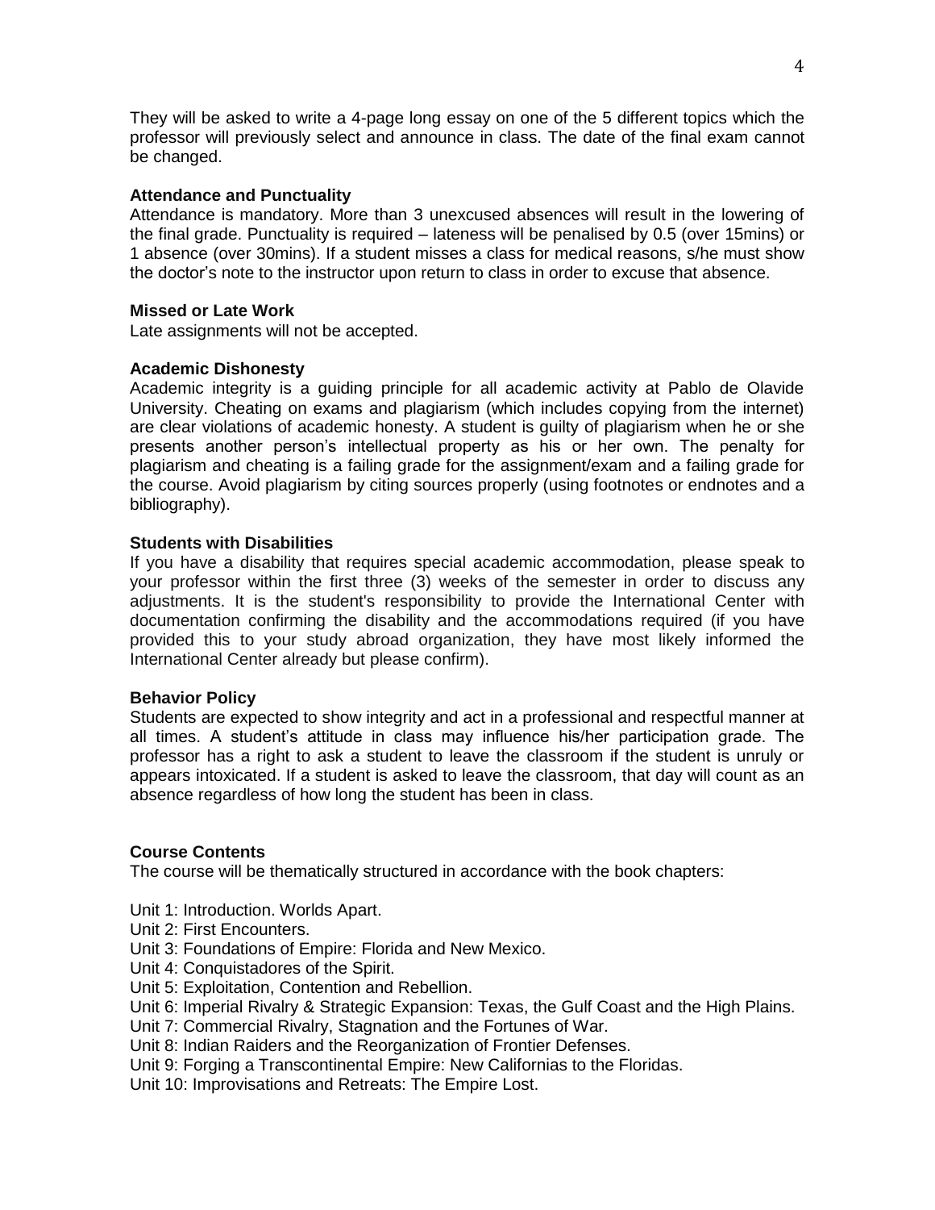They will be asked to write a 4-page long essay on one of the 5 different topics which the professor will previously select and announce in class. The date of the final exam cannot be changed.

**Attendance and Punctuality**

Attendance is mandatory. More than 3 unexcused absences will result in the lowering of the final grade. Punctuality is required – lateness will be penalised by 0.5 (over 15mins) or 1 absence (over 30mins). If a student misses a class for medical reasons, s/he must show the doctor's note to the instructor upon return to class in order to excuse that absence.

**Missed or Late Work**

Late assignments will not be accepted.

**Academic Dishonesty**

Academic integrity is a guiding principle for all academic activity at Pablo de Olavide University. Cheating on exams and plagiarism (which includes copying from the internet) are clear violations of academic honesty. A student is guilty of plagiarism when he or she presents another person's intellectual property as his or her own. The penalty for plagiarism and cheating is a failing grade for the assignment/exam and a failing grade for the course. Avoid plagiarism by citing sources properly (using footnotes or endnotes and a bibliography).

**Students with Disabilities**

If you have a disability that requires special academic accommodation, please speak to your professor within the first three (3) weeks of the semester in order to discuss any adjustments. It is the student's responsibility to provide the International Center with documentation confirming the disability and the accommodations required (if you have provided this to your study abroad organization, they have most likely informed the International Center already but please confirm).

**Behavior Policy**

Students are expected to show integrity and act in a professional and respectful manner at all times. A student's attitude in class may influence his/her participation grade. The professor has a right to ask a student to leave the classroom if the student is unruly or appears intoxicated. If a student is asked to leave the classroom, that day will count as an absence regardless of how long the student has been in class.

**Course Contents**

The course will be thematically structured in accordance with the book chapters:

Unit 1: Introduction. Worlds Apart.
Unit 2: First Encounters.
Unit 3: Foundations of Empire: Florida and New Mexico.
Unit 4: Conquistadores of the Spirit.
Unit 5: Exploitation, Contention and Rebellion.
Unit 6: Imperial Rivalry & Strategic Expansion: Texas, the Gulf Coast and the High Plains.
Unit 7: Commercial Rivalry, Stagnation and the Fortunes of War.
Unit 8: Indian Raiders and the Reorganization of Frontier Defenses.
Unit 9: Forging a Transcontinental Empire: New Californias to the Floridas.
Unit 10: Improvisations and Retreats: The Empire Lost.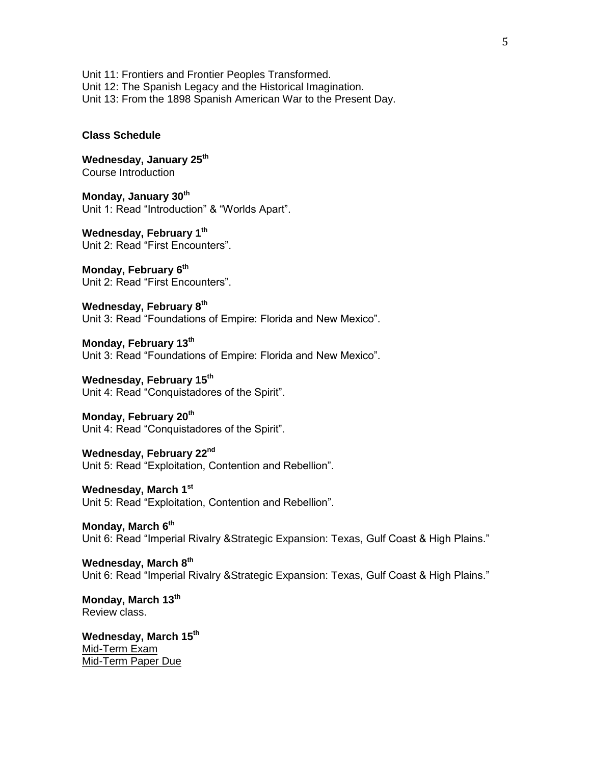Unit 11: Frontiers and Frontier Peoples Transformed.
Unit 12: The Spanish Legacy and the Historical Imagination.
Unit 13: From the 1898 Spanish American War to the Present Day.

**Class Schedule**

**Wednesday, January 25th**
Course Introduction

**Monday, January 30th**
Unit 1: Read "Introduction" & "Worlds Apart".

**Wednesday, February 1th**
Unit 2: Read "First Encounters".

**Monday, February 6th**
Unit 2: Read "First Encounters".

**Wednesday, February 8th**
Unit 3: Read "Foundations of Empire: Florida and New Mexico".

**Monday, February 13th**
Unit 3: Read "Foundations of Empire: Florida and New Mexico".

**Wednesday, February 15th**
Unit 4: Read "Conquistadores of the Spirit".

**Monday, February 20th**
Unit 4: Read "Conquistadores of the Spirit".

**Wednesday, February 22nd**
Unit 5: Read "Exploitation, Contention and Rebellion".

**Wednesday, March 1st**
Unit 5: Read "Exploitation, Contention and Rebellion".

**Monday, March 6th**
Unit 6: Read "Imperial Rivalry &Strategic Expansion: Texas, Gulf Coast & High Plains."

**Wednesday, March 8th**
Unit 6: Read "Imperial Rivalry &Strategic Expansion: Texas, Gulf Coast & High Plains."

**Monday, March 13th**
Review class.

**Wednesday, March 15th**
Mid-Term Exam
Mid-Term Paper Due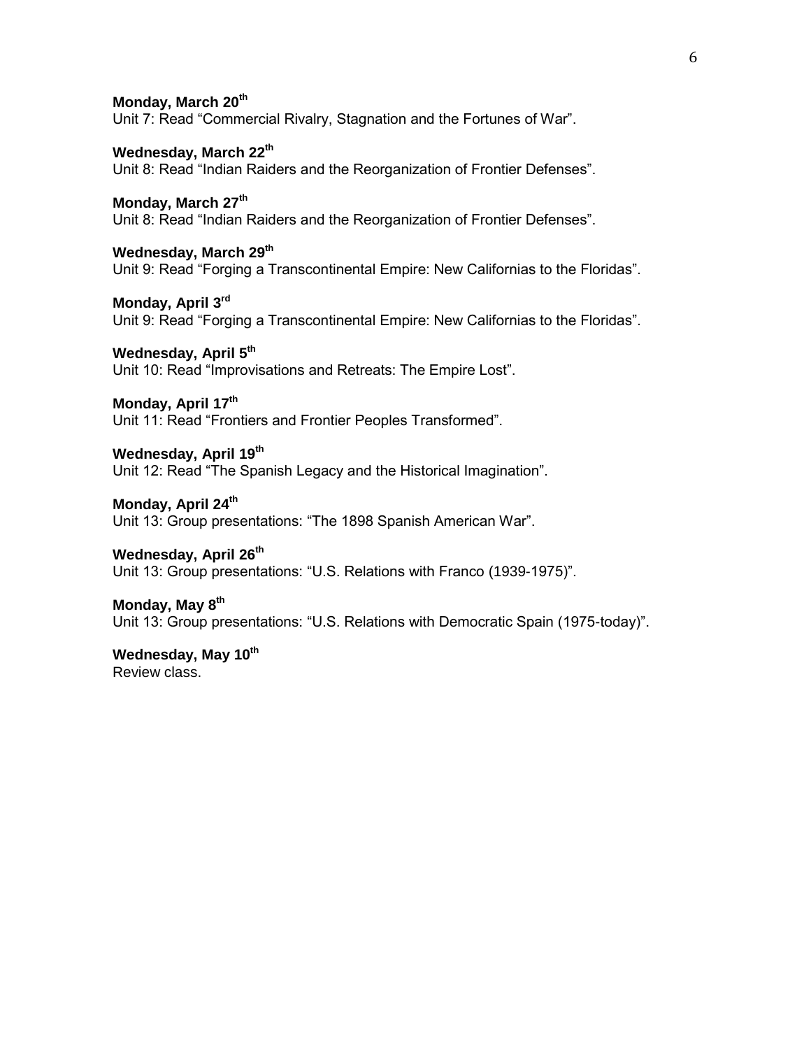**Monday, March 20th**
Unit 7: Read "Commercial Rivalry, Stagnation and the Fortunes of War".

**Wednesday, March 22nd**
Unit 8: Read "Indian Raiders and the Reorganization of Frontier Defenses".

**Monday, March 27th**
Unit 8: Read "Indian Raiders and the Reorganization of Frontier Defenses".

**Wednesday, March 29th**
Unit 9: Read "Forging a Transcontinental Empire: New Californias to the Floridas".

**Monday, April 3rd**
Unit 9: Read "Forging a Transcontinental Empire: New Californias to the Floridas".

**Wednesday, April 5th**
Unit 10: Read "Improvisations and Retreats: The Empire Lost".

**Monday, April 17th**
Unit 11: Read "Frontiers and Frontier Peoples Transformed".

**Wednesday, April 19th**
Unit 12: Read "The Spanish Legacy and the Historical Imagination".

**Monday, April 24th**
Unit 13: Group presentations: "The 1898 Spanish American War".

**Wednesday, April 26th**
Unit 13: Group presentations: "U.S. Relations with Franco (1939-1975)".

**Monday, May 8th**
Unit 13: Group presentations: "U.S. Relations with Democratic Spain (1975-today)".

**Wednesday, May 10th**
Review class.